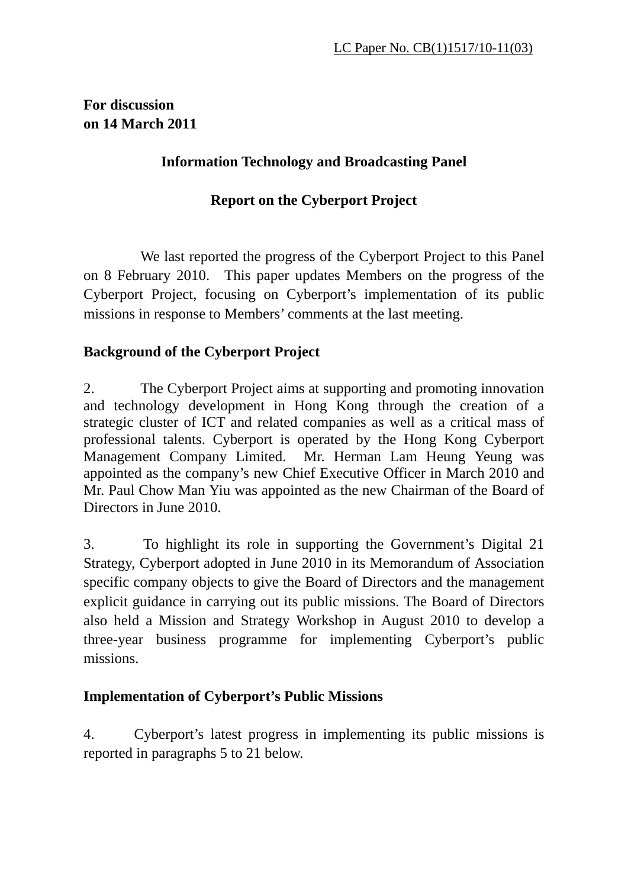LC Paper No. CB(1)1517/10-11(03)

**For discussion**
**on 14 March 2011**

**Information Technology and Broadcasting Panel**

**Report on the Cyberport Project**

We last reported the progress of the Cyberport Project to this Panel on 8 February 2010. This paper updates Members on the progress of the Cyberport Project, focusing on Cyberport's implementation of its public missions in response to Members' comments at the last meeting.

**Background of the Cyberport Project**

2. The Cyberport Project aims at supporting and promoting innovation and technology development in Hong Kong through the creation of a strategic cluster of ICT and related companies as well as a critical mass of professional talents. Cyberport is operated by the Hong Kong Cyberport Management Company Limited. Mr. Herman Lam Heung Yeung was appointed as the company's new Chief Executive Officer in March 2010 and Mr. Paul Chow Man Yiu was appointed as the new Chairman of the Board of Directors in June 2010.

3. To highlight its role in supporting the Government's Digital 21 Strategy, Cyberport adopted in June 2010 in its Memorandum of Association specific company objects to give the Board of Directors and the management explicit guidance in carrying out its public missions. The Board of Directors also held a Mission and Strategy Workshop in August 2010 to develop a three-year business programme for implementing Cyberport's public missions.

**Implementation of Cyberport's Public Missions**

4. Cyberport's latest progress in implementing its public missions is reported in paragraphs 5 to 21 below.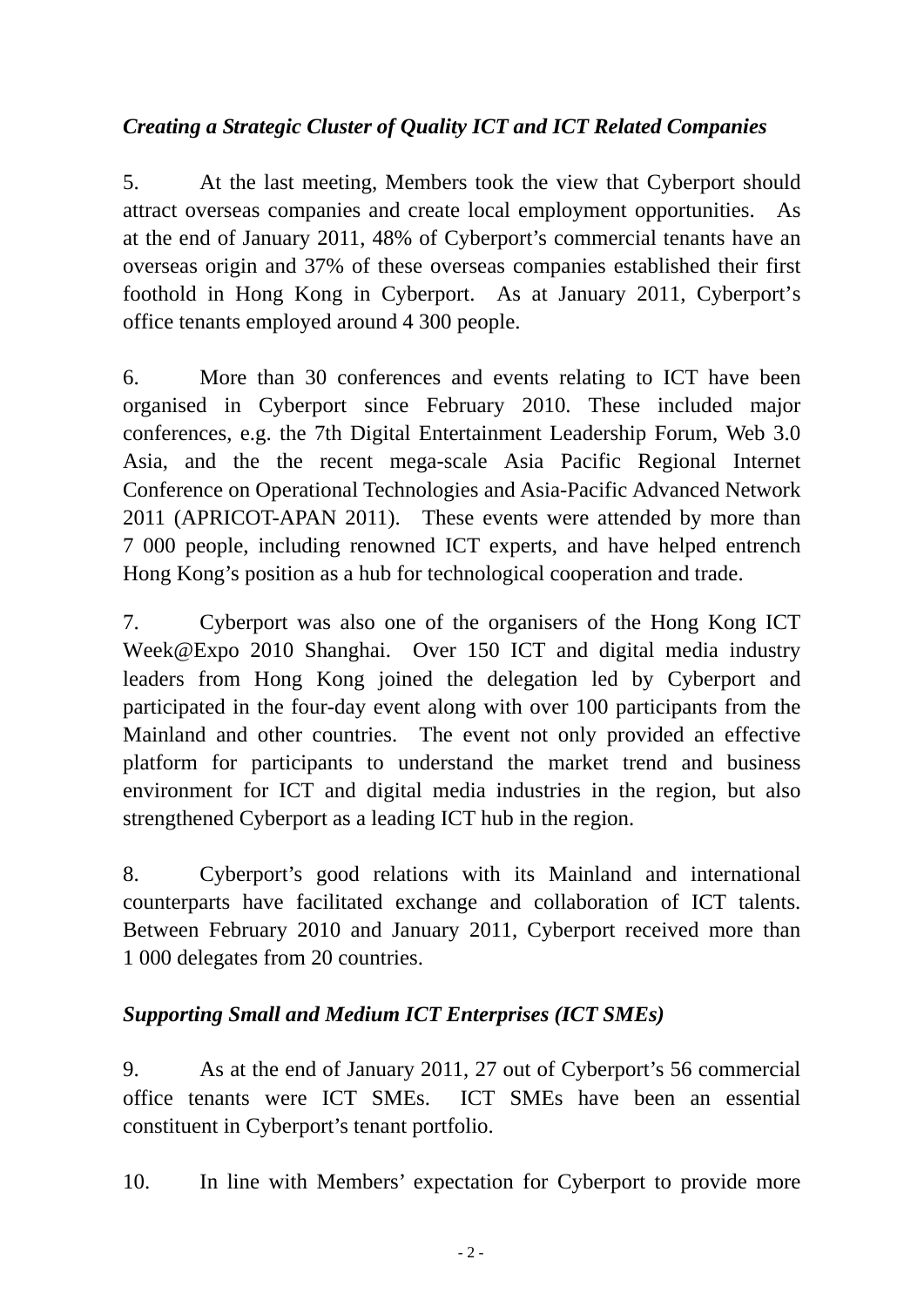*Creating a Strategic Cluster of Quality ICT and ICT Related Companies*

5. At the last meeting, Members took the view that Cyberport should attract overseas companies and create local employment opportunities. As at the end of January 2011, 48% of Cyberport's commercial tenants have an overseas origin and 37% of these overseas companies established their first foothold in Hong Kong in Cyberport. As at January 2011, Cyberport's office tenants employed around 4 300 people.

6. More than 30 conferences and events relating to ICT have been organised in Cyberport since February 2010. These included major conferences, e.g. the 7th Digital Entertainment Leadership Forum, Web 3.0 Asia, and the the recent mega-scale Asia Pacific Regional Internet Conference on Operational Technologies and Asia-Pacific Advanced Network 2011 (APRICOT-APAN 2011). These events were attended by more than 7 000 people, including renowned ICT experts, and have helped entrench Hong Kong's position as a hub for technological cooperation and trade.

7. Cyberport was also one of the organisers of the Hong Kong ICT Week@Expo 2010 Shanghai. Over 150 ICT and digital media industry leaders from Hong Kong joined the delegation led by Cyberport and participated in the four-day event along with over 100 participants from the Mainland and other countries. The event not only provided an effective platform for participants to understand the market trend and business environment for ICT and digital media industries in the region, but also strengthened Cyberport as a leading ICT hub in the region.

8. Cyberport's good relations with its Mainland and international counterparts have facilitated exchange and collaboration of ICT talents. Between February 2010 and January 2011, Cyberport received more than 1 000 delegates from 20 countries.

*Supporting Small and Medium ICT Enterprises (ICT SMEs)*

9. As at the end of January 2011, 27 out of Cyberport's 56 commercial office tenants were ICT SMEs. ICT SMEs have been an essential constituent in Cyberport's tenant portfolio.

10. In line with Members' expectation for Cyberport to provide more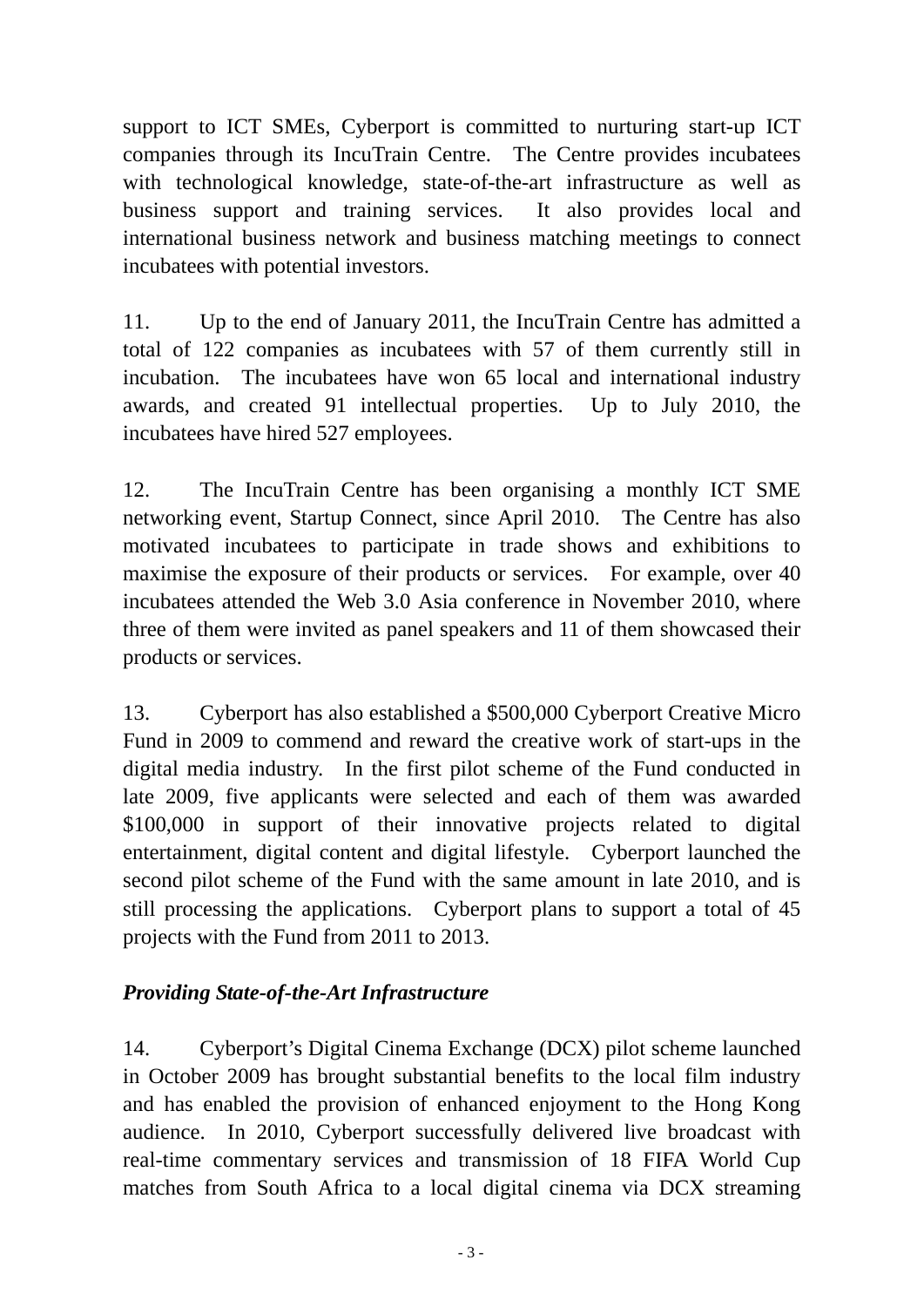support to ICT SMEs, Cyberport is committed to nurturing start-up ICT companies through its IncuTrain Centre. The Centre provides incubatees with technological knowledge, state-of-the-art infrastructure as well as business support and training services. It also provides local and international business network and business matching meetings to connect incubatees with potential investors.

11. Up to the end of January 2011, the IncuTrain Centre has admitted a total of 122 companies as incubatees with 57 of them currently still in incubation. The incubatees have won 65 local and international industry awards, and created 91 intellectual properties. Up to July 2010, the incubatees have hired 527 employees.

12. The IncuTrain Centre has been organising a monthly ICT SME networking event, Startup Connect, since April 2010. The Centre has also motivated incubatees to participate in trade shows and exhibitions to maximise the exposure of their products or services. For example, over 40 incubatees attended the Web 3.0 Asia conference in November 2010, where three of them were invited as panel speakers and 11 of them showcased their products or services.

13. Cyberport has also established a $500,000 Cyberport Creative Micro Fund in 2009 to commend and reward the creative work of start-ups in the digital media industry. In the first pilot scheme of the Fund conducted in late 2009, five applicants were selected and each of them was awarded $100,000 in support of their innovative projects related to digital entertainment, digital content and digital lifestyle. Cyberport launched the second pilot scheme of the Fund with the same amount in late 2010, and is still processing the applications. Cyberport plans to support a total of 45 projects with the Fund from 2011 to 2013.

### *Providing State-of-the-Art Infrastructure*

14. Cyberport's Digital Cinema Exchange (DCX) pilot scheme launched in October 2009 has brought substantial benefits to the local film industry and has enabled the provision of enhanced enjoyment to the Hong Kong audience. In 2010, Cyberport successfully delivered live broadcast with real-time commentary services and transmission of 18 FIFA World Cup matches from South Africa to a local digital cinema via DCX streaming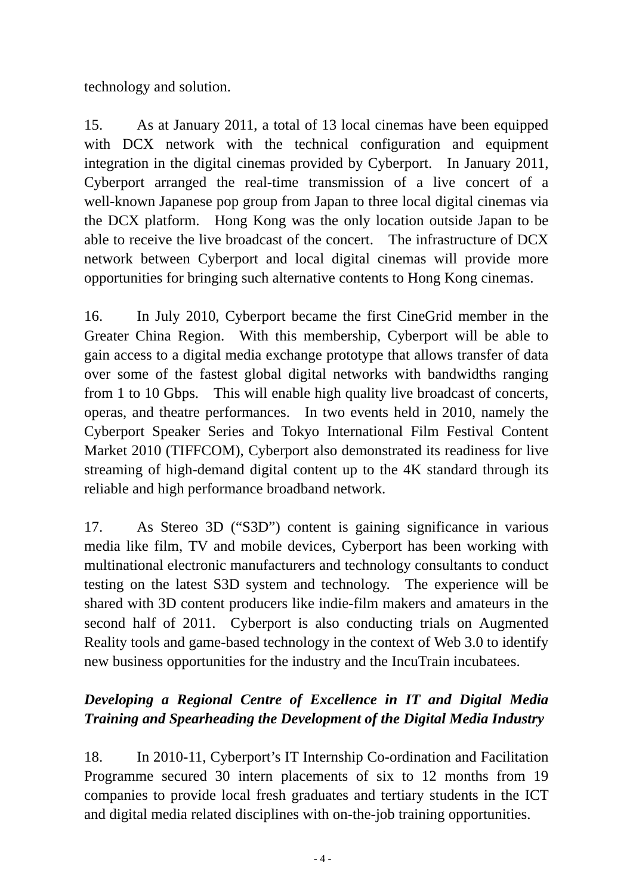technology and solution.

15. As at January 2011, a total of 13 local cinemas have been equipped with DCX network with the technical configuration and equipment integration in the digital cinemas provided by Cyberport. In January 2011, Cyberport arranged the real-time transmission of a live concert of a well-known Japanese pop group from Japan to three local digital cinemas via the DCX platform. Hong Kong was the only location outside Japan to be able to receive the live broadcast of the concert. The infrastructure of DCX network between Cyberport and local digital cinemas will provide more opportunities for bringing such alternative contents to Hong Kong cinemas.

16. In July 2010, Cyberport became the first CineGrid member in the Greater China Region. With this membership, Cyberport will be able to gain access to a digital media exchange prototype that allows transfer of data over some of the fastest global digital networks with bandwidths ranging from 1 to 10 Gbps. This will enable high quality live broadcast of concerts, operas, and theatre performances. In two events held in 2010, namely the Cyberport Speaker Series and Tokyo International Film Festival Content Market 2010 (TIFFCOM), Cyberport also demonstrated its readiness for live streaming of high-demand digital content up to the 4K standard through its reliable and high performance broadband network.

17. As Stereo 3D ("S3D") content is gaining significance in various media like film, TV and mobile devices, Cyberport has been working with multinational electronic manufacturers and technology consultants to conduct testing on the latest S3D system and technology. The experience will be shared with 3D content producers like indie-film makers and amateurs in the second half of 2011. Cyberport is also conducting trials on Augmented Reality tools and game-based technology in the context of Web 3.0 to identify new business opportunities for the industry and the IncuTrain incubatees.

***Developing a Regional Centre of Excellence in IT and Digital Media Training and Spearheading the Development of the Digital Media Industry***

18. In 2010-11, Cyberport's IT Internship Co-ordination and Facilitation Programme secured 30 intern placements of six to 12 months from 19 companies to provide local fresh graduates and tertiary students in the ICT and digital media related disciplines with on-the-job training opportunities.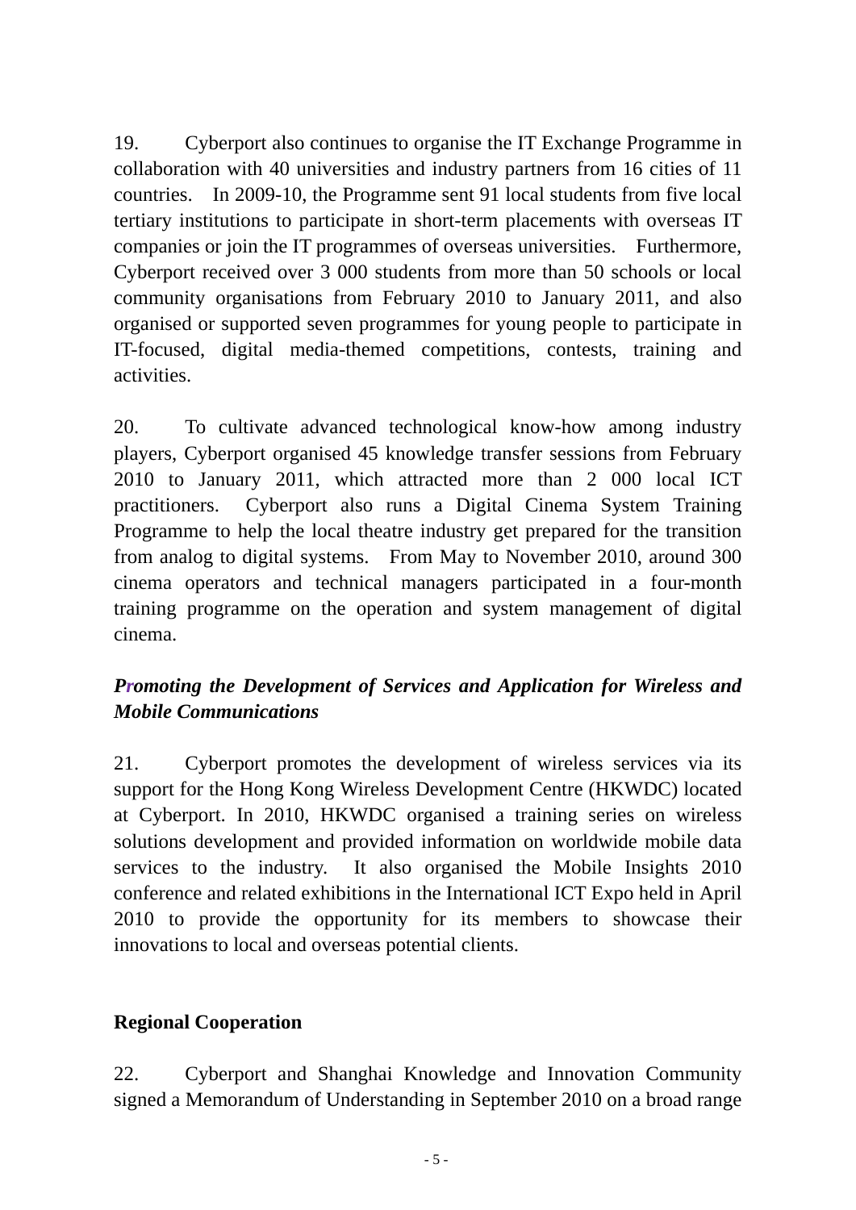19. Cyberport also continues to organise the IT Exchange Programme in collaboration with 40 universities and industry partners from 16 cities of 11 countries. In 2009-10, the Programme sent 91 local students from five local tertiary institutions to participate in short-term placements with overseas IT companies or join the IT programmes of overseas universities. Furthermore, Cyberport received over 3 000 students from more than 50 schools or local community organisations from February 2010 to January 2011, and also organised or supported seven programmes for young people to participate in IT-focused, digital media-themed competitions, contests, training and activities.

20. To cultivate advanced technological know-how among industry players, Cyberport organised 45 knowledge transfer sessions from February 2010 to January 2011, which attracted more than 2 000 local ICT practitioners. Cyberport also runs a Digital Cinema System Training Programme to help the local theatre industry get prepared for the transition from analog to digital systems. From May to November 2010, around 300 cinema operators and technical managers participated in a four-month training programme on the operation and system management of digital cinema.

***Promoting the Development of Services and Application for Wireless and Mobile Communications***

21. Cyberport promotes the development of wireless services via its support for the Hong Kong Wireless Development Centre (HKWDC) located at Cyberport. In 2010, HKWDC organised a training series on wireless solutions development and provided information on worldwide mobile data services to the industry. It also organised the Mobile Insights 2010 conference and related exhibitions in the International ICT Expo held in April 2010 to provide the opportunity for its members to showcase their innovations to local and overseas potential clients.

**Regional Cooperation**

22. Cyberport and Shanghai Knowledge and Innovation Community signed a Memorandum of Understanding in September 2010 on a broad range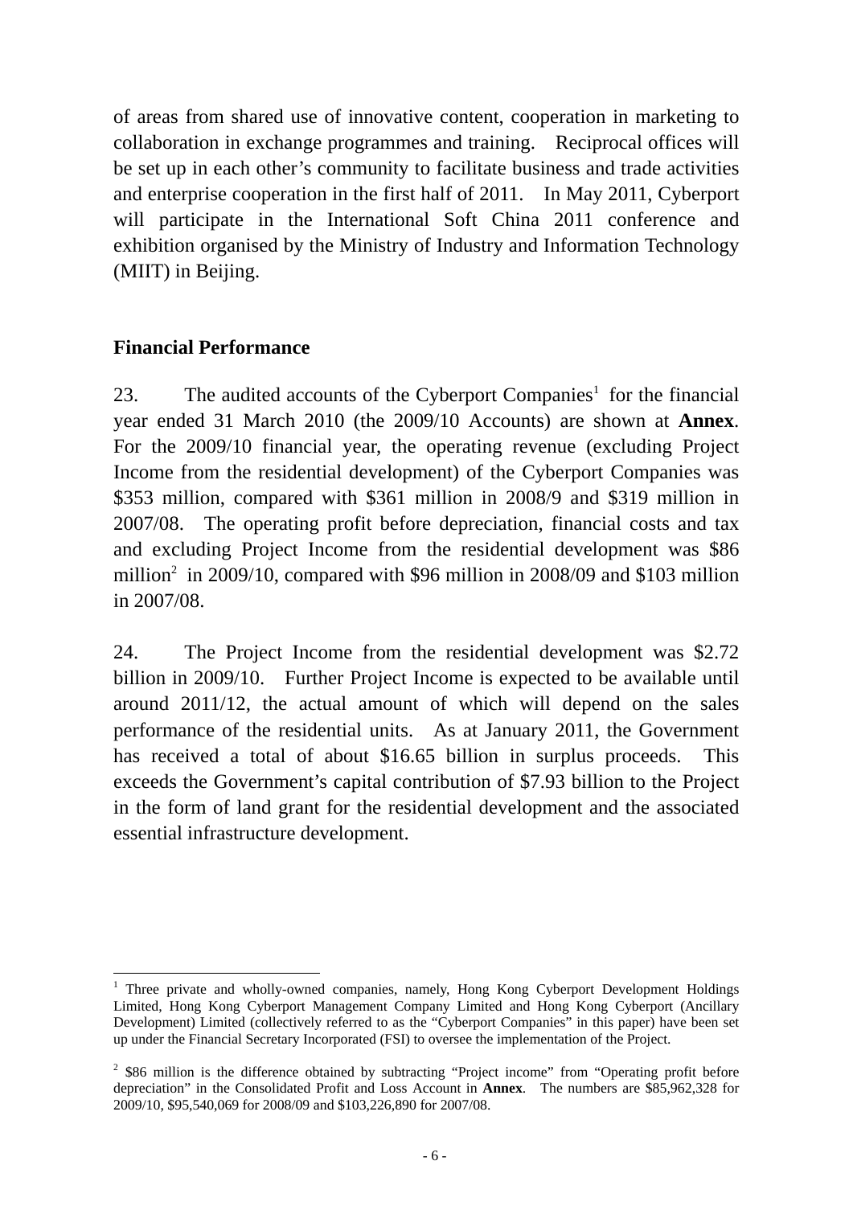of areas from shared use of innovative content, cooperation in marketing to collaboration in exchange programmes and training. Reciprocal offices will be set up in each other's community to facilitate business and trade activities and enterprise cooperation in the first half of 2011. In May 2011, Cyberport will participate in the International Soft China 2011 conference and exhibition organised by the Ministry of Industry and Information Technology (MIIT) in Beijing.

## Financial Performance

23. The audited accounts of the Cyberport Companies[1] for the financial year ended 31 March 2010 (the 2009/10 Accounts) are shown at **Annex**. For the 2009/10 financial year, the operating revenue (excluding Project Income from the residential development) of the Cyberport Companies was \$353 million, compared with \$361 million in 2008/9 and \$319 million in 2007/08. The operating profit before depreciation, financial costs and tax and excluding Project Income from the residential development was \$86 million[2] in 2009/10, compared with \$96 million in 2008/09 and \$103 million in 2007/08.

24. The Project Income from the residential development was \$2.72 billion in 2009/10. Further Project Income is expected to be available until around 2011/12, the actual amount of which will depend on the sales performance of the residential units. As at January 2011, the Government has received a total of about \$16.65 billion in surplus proceeds. This exceeds the Government's capital contribution of \$7.93 billion to the Project in the form of land grant for the residential development and the associated essential infrastructure development.

---

[1] Three private and wholly-owned companies, namely, Hong Kong Cyberport Development Holdings Limited, Hong Kong Cyberport Management Company Limited and Hong Kong Cyberport (Ancillary Development) Limited (collectively referred to as the "Cyberport Companies" in this paper) have been set up under the Financial Secretary Incorporated (FSI) to oversee the implementation of the Project.

[2] \$86 million is the difference obtained by subtracting "Project income" from "Operating profit before depreciation" in the Consolidated Profit and Loss Account in **Annex**. The numbers are \$85,962,328 for 2009/10, \$95,540,069 for 2008/09 and \$103,226,890 for 2007/08.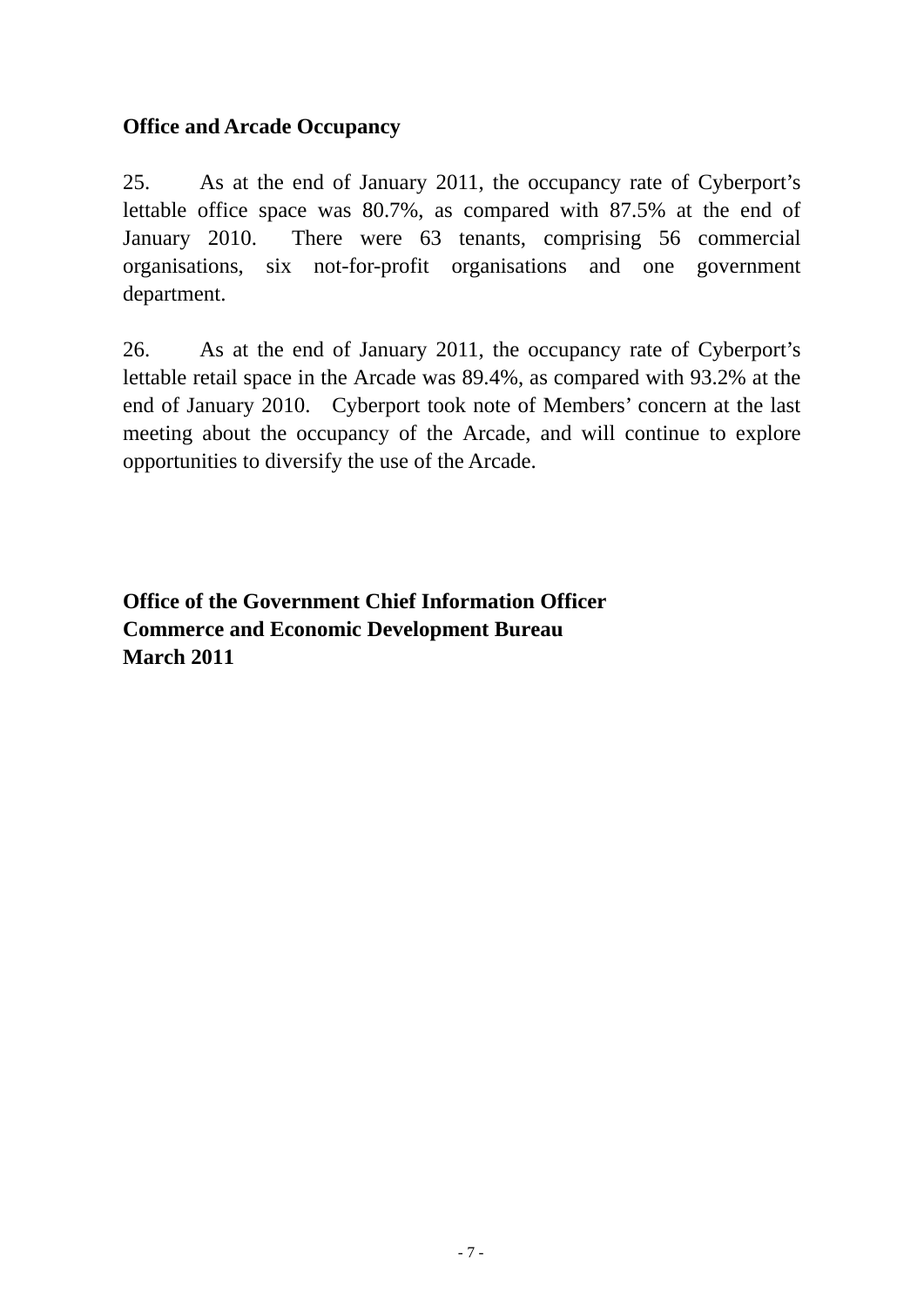**Office and Arcade Occupancy**

25. As at the end of January 2011, the occupancy rate of Cyberport's lettable office space was 80.7%, as compared with 87.5% at the end of January 2010. There were 63 tenants, comprising 56 commercial organisations, six not-for-profit organisations and one government department.

26. As at the end of January 2011, the occupancy rate of Cyberport's lettable retail space in the Arcade was 89.4%, as compared with 93.2% at the end of January 2010. Cyberport took note of Members' concern at the last meeting about the occupancy of the Arcade, and will continue to explore opportunities to diversify the use of the Arcade.

**Office of the Government Chief Information Officer**
**Commerce and Economic Development Bureau**
**March 2011**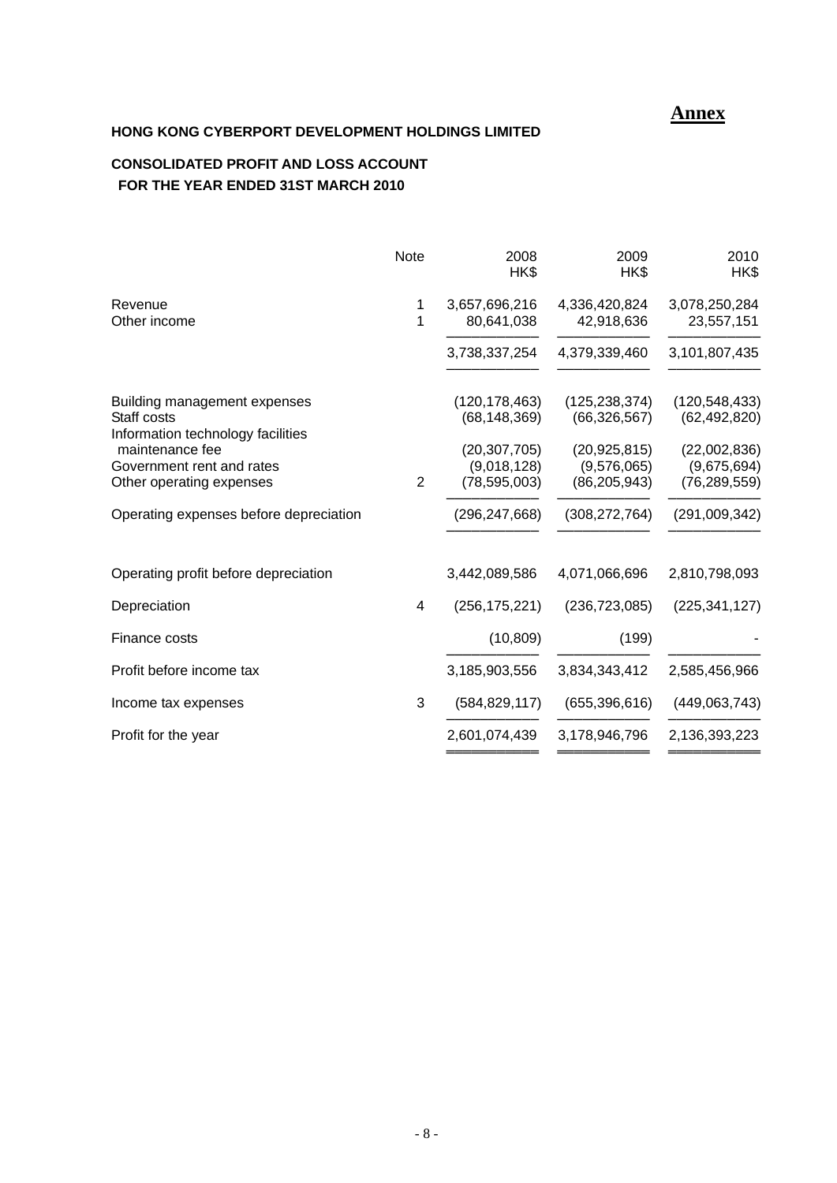**Annex**

**HONG KONG CYBERPORT DEVELOPMENT HOLDINGS LIMITED**

**CONSOLIDATED PROFIT AND LOSS ACCOUNT**
**FOR THE YEAR ENDED 31ST MARCH 2010**

| | Note | 2008 HK$ | 2009 HK$ | 2010 HK$ |
|---|---|---|---|---|
| Revenue | 1 | 3,657,696,216 | 4,336,420,824 | 3,078,250,284 |
| Other income | 1 | 80,641,038 | 42,918,636 | 23,557,151 |
| | | 3,738,337,254 | 4,379,339,460 | 3,101,807,435 |
| Building management expenses | | (120,178,463) | (125,238,374) | (120,548,433) |
| Staff costs | | (68,148,369) | (66,326,567) | (62,492,820) |
| Information technology facilities maintenance fee | | (20,307,705) | (20,925,815) | (22,002,836) |
| Government rent and rates | | (9,018,128) | (9,576,065) | (9,675,694) |
| Other operating expenses | 2 | (78,595,003) | (86,205,943) | (76,289,559) |
| Operating expenses before depreciation | | (296,247,668) | (308,272,764) | (291,009,342) |
| Operating profit before depreciation | | 3,442,089,586 | 4,071,066,696 | 2,810,798,093 |
| Depreciation | 4 | (256,175,221) | (236,723,085) | (225,341,127) |
| Finance costs | | (10,809) | (199) | - |
| Profit before income tax | | 3,185,903,556 | 3,834,343,412 | 2,585,456,966 |
| Income tax expenses | 3 | (584,829,117) | (655,396,616) | (449,063,743) |
| Profit for the year | | 2,601,074,439 | 3,178,946,796 | 2,136,393,223 |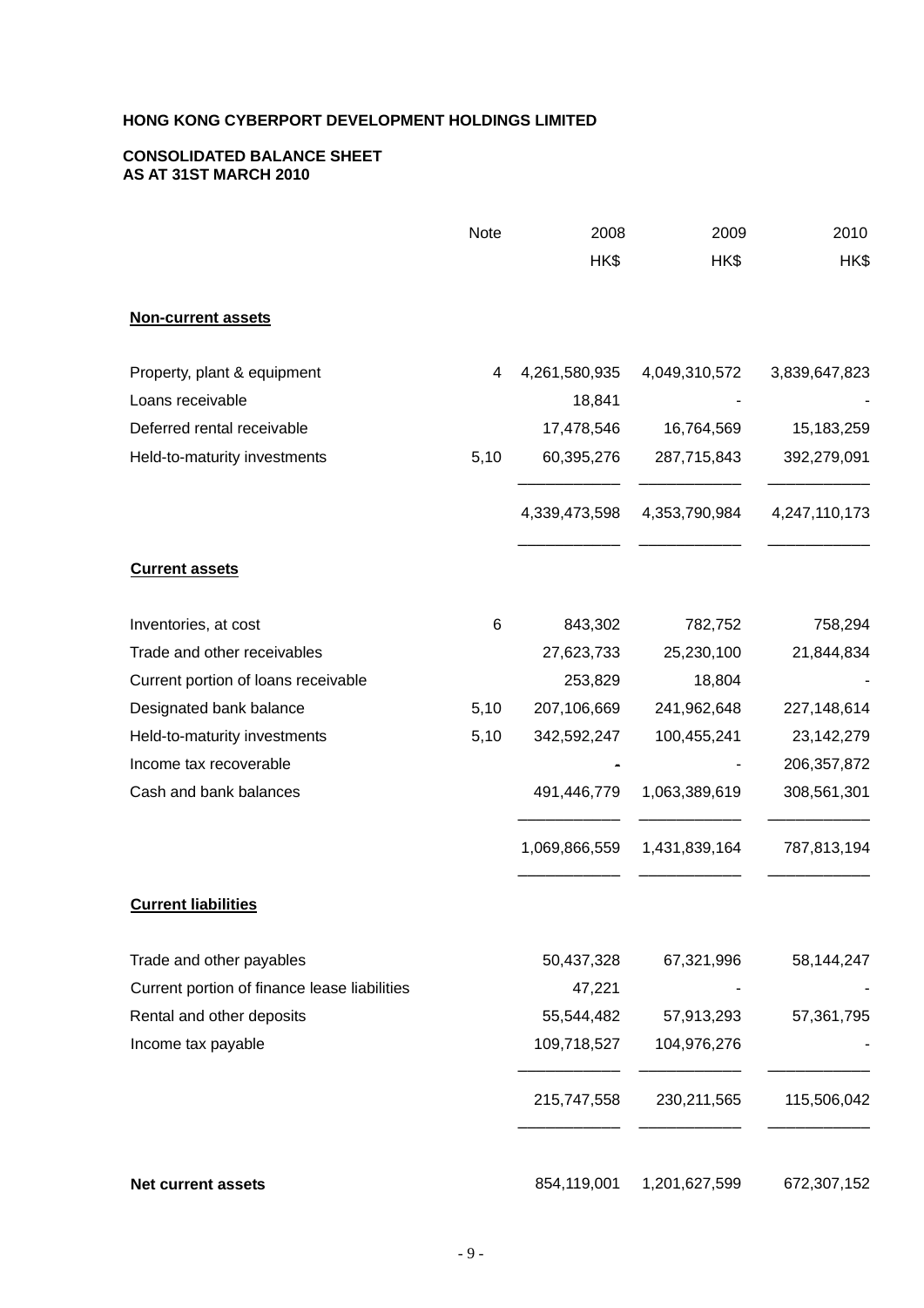**HONG KONG CYBERPORT DEVELOPMENT HOLDINGS LIMITED**

**CONSOLIDATED BALANCE SHEET**
**AS AT 31ST MARCH 2010**

| | Note | 2008 | 2009 | 2010 |
|---|---|---|---|---|
| | | HK$ | HK$ | HK$ |
| **Non-current assets** | | | | |
| Property, plant & equipment | 4 | 4,261,580,935 | 4,049,310,572 | 3,839,647,823 |
| Loans receivable | | 18,841 | - | - |
| Deferred rental receivable | | 17,478,546 | 16,764,569 | 15,183,259 |
| Held-to-maturity investments | 5,10 | 60,395,276 | 287,715,843 | 392,279,091 |
| | | 4,339,473,598 | 4,353,790,984 | 4,247,110,173 |
| **Current assets** | | | | |
| Inventories, at cost | 6 | 843,302 | 782,752 | 758,294 |
| Trade and other receivables | | 27,623,733 | 25,230,100 | 21,844,834 |
| Current portion of loans receivable | | 253,829 | 18,804 | - |
| Designated bank balance | 5,10 | 207,106,669 | 241,962,648 | 227,148,614 |
| Held-to-maturity investments | 5,10 | 342,592,247 | 100,455,241 | 23,142,279 |
| Income tax recoverable | | - | - | 206,357,872 |
| Cash and bank balances | | 491,446,779 | 1,063,389,619 | 308,561,301 |
| | | 1,069,866,559 | 1,431,839,164 | 787,813,194 |
| **Current liabilities** | | | | |
| Trade and other payables | | 50,437,328 | 67,321,996 | 58,144,247 |
| Current portion of finance lease liabilities | | 47,221 | - | - |
| Rental and other deposits | | 55,544,482 | 57,913,293 | 57,361,795 |
| Income tax payable | | 109,718,527 | 104,976,276 | - |
| | | 215,747,558 | 230,211,565 | 115,506,042 |
| **Net current assets** | | 854,119,001 | 1,201,627,599 | 672,307,152 |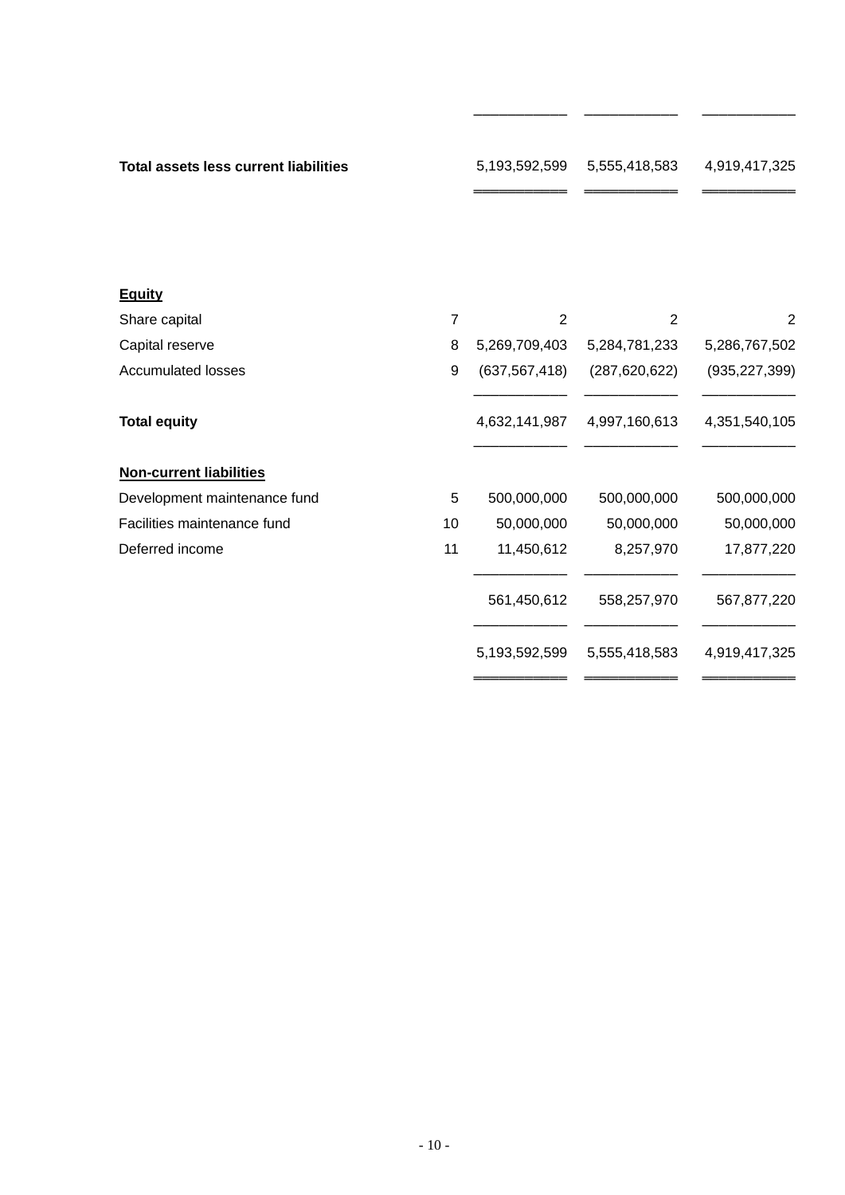| | Note | | | |
|---|---|---|---|---|
| **Total assets less current liabilities** | | 5,193,592,599 | 5,555,418,583 | 4,919,417,325 |
| | | | | |
| **Equity** | | | | |
| Share capital | 7 | 2 | 2 | 2 |
| Capital reserve | 8 | 5,269,709,403 | 5,284,781,233 | 5,286,767,502 |
| Accumulated losses | 9 | (637,567,418) | (287,620,622) | (935,227,399) |
| **Total equity** | | 4,632,141,987 | 4,997,160,613 | 4,351,540,105 |
| | | | | |
| **Non-current liabilities** | | | | |
| Development maintenance fund | 5 | 500,000,000 | 500,000,000 | 500,000,000 |
| Facilities maintenance fund | 10 | 50,000,000 | 50,000,000 | 50,000,000 |
| Deferred income | 11 | 11,450,612 | 8,257,970 | 17,877,220 |
| | | 561,450,612 | 558,257,970 | 567,877,220 |
| | | 5,193,592,599 | 5,555,418,583 | 4,919,417,325 |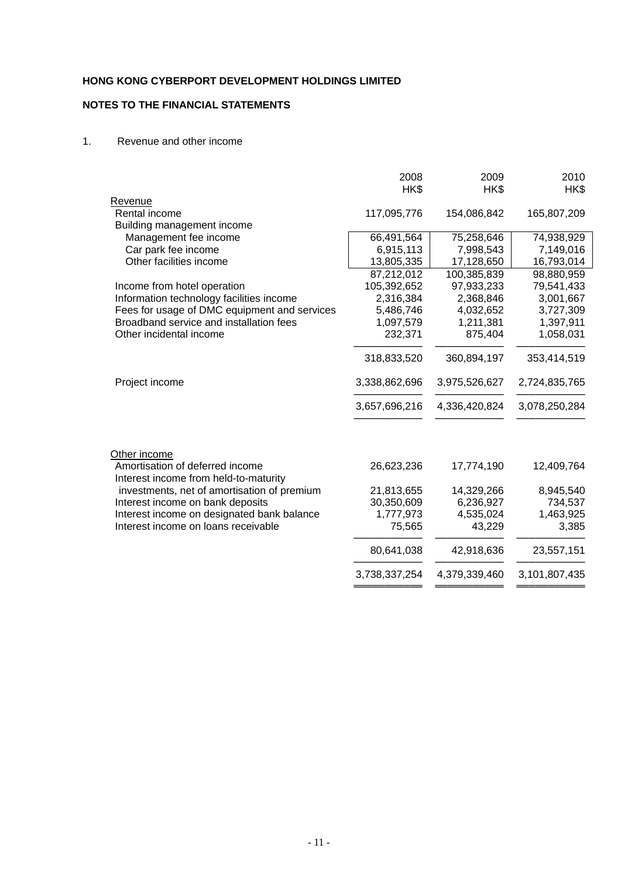**HONG KONG CYBERPORT DEVELOPMENT HOLDINGS LIMITED**

**NOTES TO THE FINANCIAL STATEMENTS**

1. Revenue and other income

| | 2008 HK$ | 2009 HK$ | 2010 HK$ |
|---|---|---|---|
| Revenue | | | |
| Rental income | 117,095,776 | 154,086,842 | 165,807,209 |
| Building management income | | | |
| Management fee income | 66,491,564 | 75,258,646 | 74,938,929 |
| Car park fee income | 6,915,113 | 7,998,543 | 7,149,016 |
| Other facilities income | 13,805,335 | 17,128,650 | 16,793,014 |
| | 87,212,012 | 100,385,839 | 98,880,959 |
| Income from hotel operation | 105,392,652 | 97,933,233 | 79,541,433 |
| Information technology facilities income | 2,316,384 | 2,368,846 | 3,001,667 |
| Fees for usage of DMC equipment and services | 5,486,746 | 4,032,652 | 3,727,309 |
| Broadband service and installation fees | 1,097,579 | 1,211,381 | 1,397,911 |
| Other incidental income | 232,371 | 875,404 | 1,058,031 |
| | 318,833,520 | 360,894,197 | 353,414,519 |
| Project income | 3,338,862,696 | 3,975,526,627 | 2,724,835,765 |
| | 3,657,696,216 | 4,336,420,824 | 3,078,250,284 |
| Other income | | | |
| Amortisation of deferred income | 26,623,236 | 17,774,190 | 12,409,764 |
| Interest income from held-to-maturity investments, net of amortisation of premium | 21,813,655 | 14,329,266 | 8,945,540 |
| Interest income on bank deposits | 30,350,609 | 6,236,927 | 734,537 |
| Interest income on designated bank balance | 1,777,973 | 4,535,024 | 1,463,925 |
| Interest income on loans receivable | 75,565 | 43,229 | 3,385 |
| | 80,641,038 | 42,918,636 | 23,557,151 |
| | 3,738,337,254 | 4,379,339,460 | 3,101,807,435 |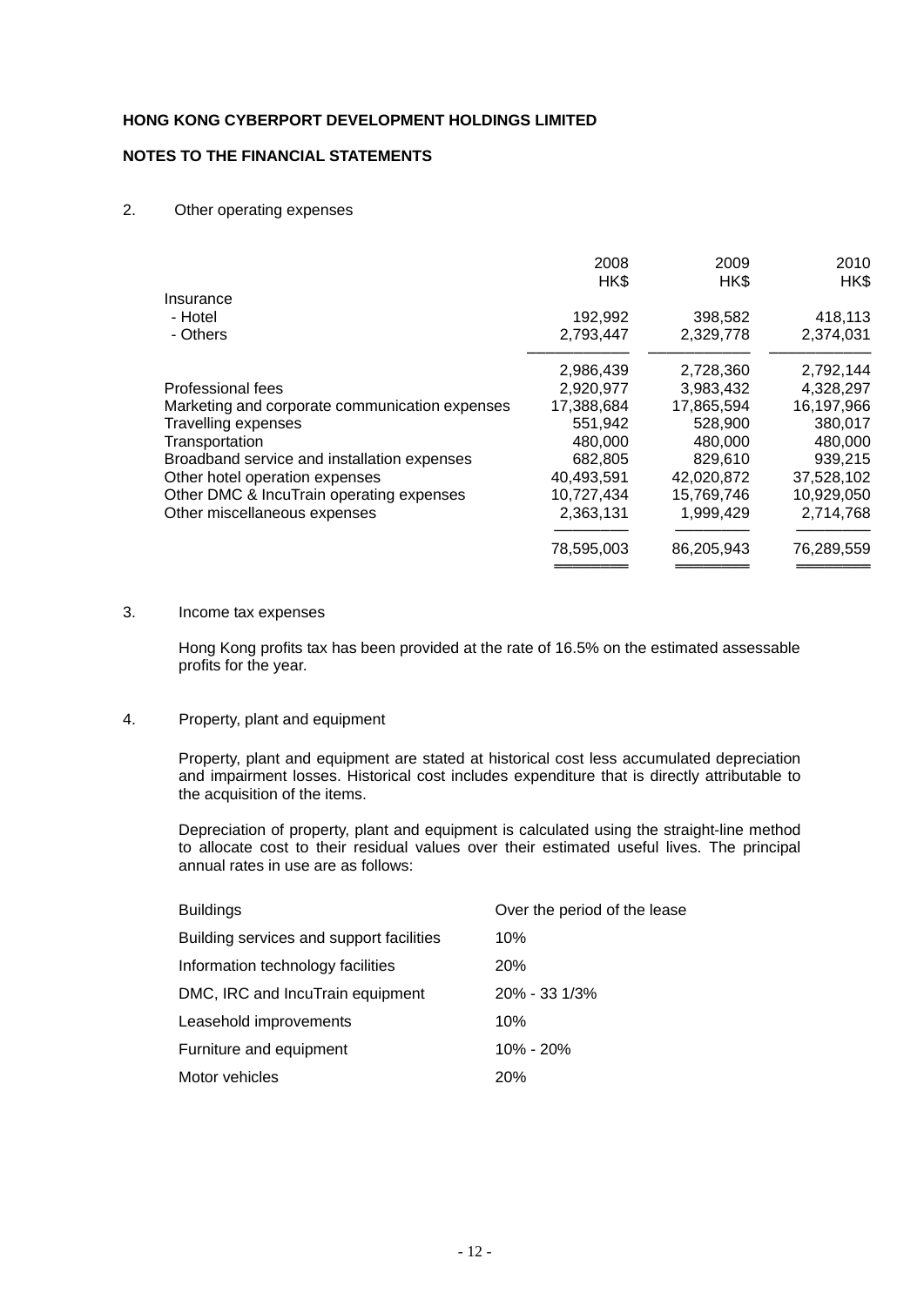**HONG KONG CYBERPORT DEVELOPMENT HOLDINGS LIMITED**

**NOTES TO THE FINANCIAL STATEMENTS**

2. Other operating expenses

| | 2008 HK$ | 2009 HK$ | 2010 HK$ |
|---|---:|---:|---:|
| Insurance | | | |
| - Hotel | 192,992 | 398,582 | 418,113 |
| - Others | 2,793,447 | 2,329,778 | 2,374,031 |
| | 2,986,439 | 2,728,360 | 2,792,144 |
| Professional fees | 2,920,977 | 3,983,432 | 4,328,297 |
| Marketing and corporate communication expenses | 17,388,684 | 17,865,594 | 16,197,966 |
| Travelling expenses | 551,942 | 528,900 | 380,017 |
| Transportation | 480,000 | 480,000 | 480,000 |
| Broadband service and installation expenses | 682,805 | 829,610 | 939,215 |
| Other hotel operation expenses | 40,493,591 | 42,020,872 | 37,528,102 |
| Other DMC & IncuTrain operating expenses | 10,727,434 | 15,769,746 | 10,929,050 |
| Other miscellaneous expenses | 2,363,131 | 1,999,429 | 2,714,768 |
| | 78,595,003 | 86,205,943 | 76,289,559 |

3. Income tax expenses

Hong Kong profits tax has been provided at the rate of 16.5% on the estimated assessable profits for the year.

4. Property, plant and equipment

Property, plant and equipment are stated at historical cost less accumulated depreciation and impairment losses. Historical cost includes expenditure that is directly attributable to the acquisition of the items.

Depreciation of property, plant and equipment is calculated using the straight-line method to allocate cost to their residual values over their estimated useful lives. The principal annual rates in use are as follows:

| | |
|---|---|
| Buildings | Over the period of the lease |
| Building services and support facilities | 10% |
| Information technology facilities | 20% |
| DMC, IRC and IncuTrain equipment | 20% - 33 1/3% |
| Leasehold improvements | 10% |
| Furniture and equipment | 10% - 20% |
| Motor vehicles | 20% |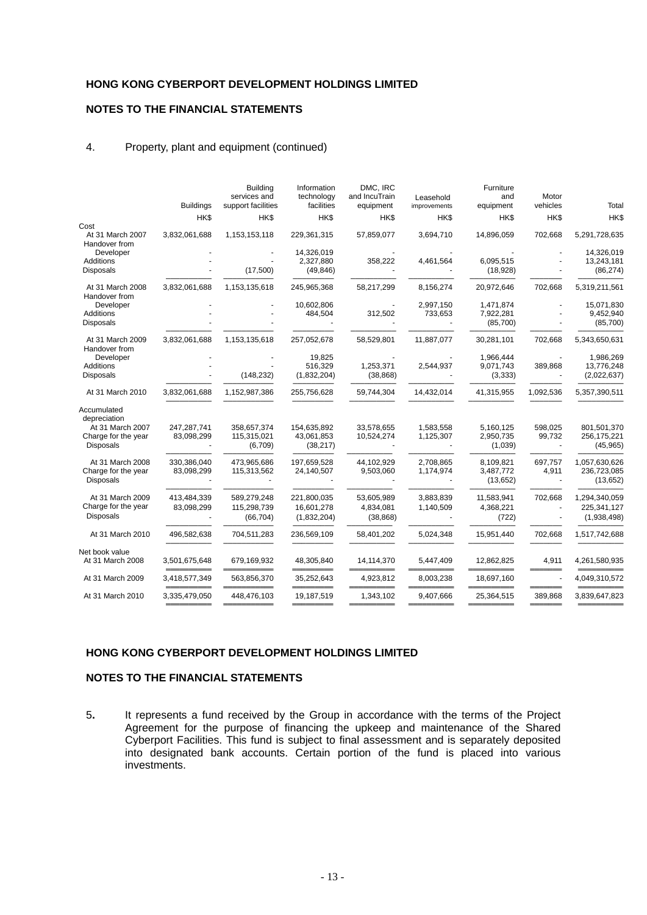# HONG KONG CYBERPORT DEVELOPMENT HOLDINGS LIMITED

## NOTES TO THE FINANCIAL STATEMENTS

4. Property, plant and equipment (continued)

| | Buildings | Building services and support facilities | Information technology facilities | DMC, IRC and IncuTrain equipment | Leasehold improvements | Furniture and equipment | Motor vehicles | Total |
|---|---|---|---|---|---|---|---|---|
| | HK$ | HK$ | HK$ | HK$ | HK$ | HK$ | HK$ | HK$ |
| **Cost** | | | | | | | | |
| At 31 March 2007 | 3,832,061,688 | 1,153,153,118 | 229,361,315 | 57,859,077 | 3,694,710 | 14,896,059 | 702,668 | 5,291,728,635 |
| Handover from Developer | - | - | 14,326,019 | - | - | - | - | 14,326,019 |
| Additions | - | - | 2,327,880 | 358,222 | 4,461,564 | 6,095,515 | - | 13,243,181 |
| Disposals | - | (17,500) | (49,846) | - | - | (18,928) | - | (86,274) |
| At 31 March 2008 | 3,832,061,688 | 1,153,135,618 | 245,965,368 | 58,217,299 | 8,156,274 | 20,972,646 | 702,668 | 5,319,211,561 |
| Handover from Developer | - | - | 10,602,806 | - | 2,997,150 | 1,471,874 | - | 15,071,830 |
| Additions | - | - | 484,504 | 312,502 | 733,653 | 7,922,281 | - | 9,452,940 |
| Disposals | - | - | - | - | - | (85,700) | - | (85,700) |
| At 31 March 2009 | 3,832,061,688 | 1,153,135,618 | 257,052,678 | 58,529,801 | 11,887,077 | 30,281,101 | 702,668 | 5,343,650,631 |
| Handover from Developer | - | - | 19,825 | - | - | 1,966,444 | - | 1,986,269 |
| Additions | - | - | 516,329 | 1,253,371 | 2,544,937 | 9,071,743 | 389,868 | 13,776,248 |
| Disposals | - | (148,232) | (1,832,204) | (38,868) | - | (3,333) | - | (2,022,637) |
| At 31 March 2010 | 3,832,061,688 | 1,152,987,386 | 255,756,628 | 59,744,304 | 14,432,014 | 41,315,955 | 1,092,536 | 5,357,390,511 |
| **Accumulated depreciation** | | | | | | | | |
| At 31 March 2007 | 247,287,741 | 358,657,374 | 154,635,892 | 33,578,655 | 1,583,558 | 5,160,125 | 598,025 | 801,501,370 |
| Charge for the year | 83,098,299 | 115,315,021 | 43,061,853 | 10,524,274 | 1,125,307 | 2,950,735 | 99,732 | 256,175,221 |
| Disposals | - | (6,709) | (38,217) | - | - | (1,039) | - | (45,965) |
| At 31 March 2008 | 330,386,040 | 473,965,686 | 197,659,528 | 44,102,929 | 2,708,865 | 8,109,821 | 697,757 | 1,057,630,626 |
| Charge for the year | 83,098,299 | 115,313,562 | 24,140,507 | 9,503,060 | 1,174,974 | 3,487,772 | 4,911 | 236,723,085 |
| Disposals | - | - | - | - | - | (13,652) | - | (13,652) |
| At 31 March 2009 | 413,484,339 | 589,279,248 | 221,800,035 | 53,605,989 | 3,883,839 | 11,583,941 | 702,668 | 1,294,340,059 |
| Charge for the year | 83,098,299 | 115,298,739 | 16,601,278 | 4,834,081 | 1,140,509 | 4,368,221 | - | 225,341,127 |
| Disposals | - | (66,704) | (1,832,204) | (38,868) | - | (722) | - | (1,938,498) |
| At 31 March 2010 | 496,582,638 | 704,511,283 | 236,569,109 | 58,401,202 | 5,024,348 | 15,951,440 | 702,668 | 1,517,742,688 |
| **Net book value** | | | | | | | | |
| At 31 March 2008 | 3,501,675,648 | 679,169,932 | 48,305,840 | 14,114,370 | 5,447,409 | 12,862,825 | 4,911 | 4,261,580,935 |
| At 31 March 2009 | 3,418,577,349 | 563,856,370 | 35,252,643 | 4,923,812 | 8,003,238 | 18,697,160 | - | 4,049,310,572 |
| At 31 March 2010 | 3,335,479,050 | 448,476,103 | 19,187,519 | 1,343,102 | 9,407,666 | 25,364,515 | 389,868 | 3,839,647,823 |

# HONG KONG CYBERPORT DEVELOPMENT HOLDINGS LIMITED

## NOTES TO THE FINANCIAL STATEMENTS

5. It represents a fund received by the Group in accordance with the terms of the Project Agreement for the purpose of financing the upkeep and maintenance of the Shared Cyberport Facilities. This fund is subject to final assessment and is separately deposited into designated bank accounts. Certain portion of the fund is placed into various investments.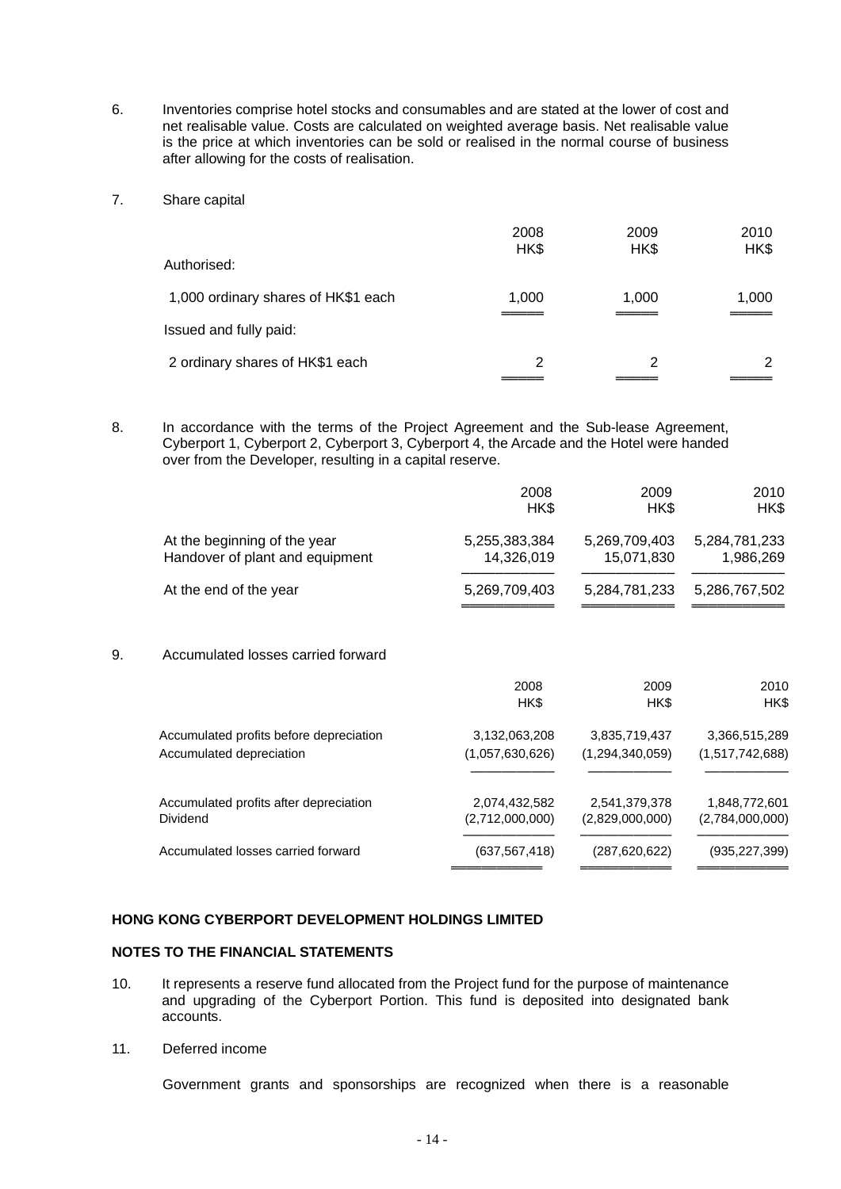6. Inventories comprise hotel stocks and consumables and are stated at the lower of cost and net realisable value. Costs are calculated on weighted average basis. Net realisable value is the price at which inventories can be sold or realised in the normal course of business after allowing for the costs of realisation.

7. Share capital

| | 2008 HK$ | 2009 HK$ | 2010 HK$ |
|---|---|---|---|
| Authorised: | | | |
| 1,000 ordinary shares of HK$1 each | 1,000 | 1,000 | 1,000 |
| Issued and fully paid: | | | |
| 2 ordinary shares of HK$1 each | 2 | 2 | 2 |

8. In accordance with the terms of the Project Agreement and the Sub-lease Agreement, Cyberport 1, Cyberport 2, Cyberport 3, Cyberport 4, the Arcade and the Hotel were handed over from the Developer, resulting in a capital reserve.

| | 2008 HK$ | 2009 HK$ | 2010 HK$ |
|---|---|---|---|
| At the beginning of the year | 5,255,383,384 | 5,269,709,403 | 5,284,781,233 |
| Handover of plant and equipment | 14,326,019 | 15,071,830 | 1,986,269 |
| At the end of the year | 5,269,709,403 | 5,284,781,233 | 5,286,767,502 |

9. Accumulated losses carried forward

| | 2008 HK$ | 2009 HK$ | 2010 HK$ |
|---|---|---|---|
| Accumulated profits before depreciation | 3,132,063,208 | 3,835,719,437 | 3,366,515,289 |
| Accumulated depreciation | (1,057,630,626) | (1,294,340,059) | (1,517,742,688) |
| Accumulated profits after depreciation | 2,074,432,582 | 2,541,379,378 | 1,848,772,601 |
| Dividend | (2,712,000,000) | (2,829,000,000) | (2,784,000,000) |
| Accumulated losses carried forward | (637,567,418) | (287,620,622) | (935,227,399) |

**HONG KONG CYBERPORT DEVELOPMENT HOLDINGS LIMITED**

**NOTES TO THE FINANCIAL STATEMENTS**

10. It represents a reserve fund allocated from the Project fund for the purpose of maintenance and upgrading of the Cyberport Portion. This fund is deposited into designated bank accounts.

11. Deferred income

Government grants and sponsorships are recognized when there is a reasonable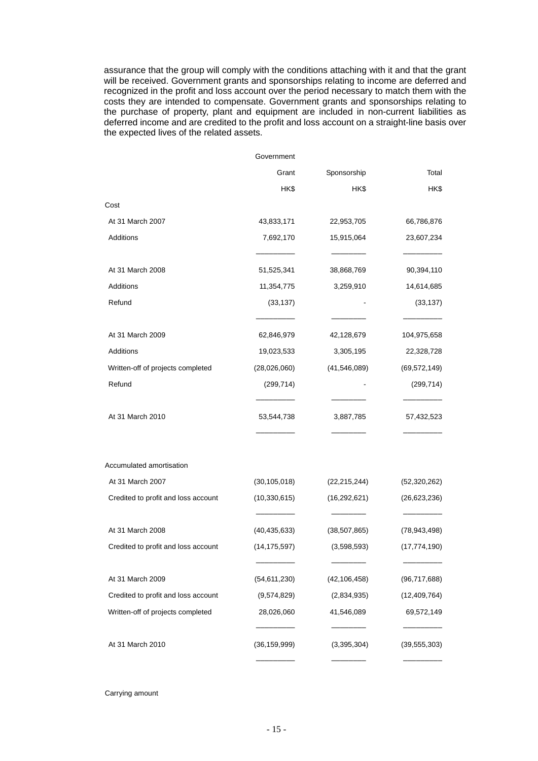assurance that the group will comply with the conditions attaching with it and that the grant will be received. Government grants and sponsorships relating to income are deferred and recognized in the profit and loss account over the period necessary to match them with the costs they are intended to compensate. Government grants and sponsorships relating to the purchase of property, plant and equipment are included in non-current liabilities as deferred income and are credited to the profit and loss account on a straight-line basis over the expected lives of the related assets.

| | Government Grant | Sponsorship | Total |
|---|---|---|---|
| | HK$ | HK$ | HK$ |
| Cost | | | |
| At 31 March 2007 | 43,833,171 | 22,953,705 | 66,786,876 |
| Additions | 7,692,170 | 15,915,064 | 23,607,234 |
| At 31 March 2008 | 51,525,341 | 38,868,769 | 90,394,110 |
| Additions | 11,354,775 | 3,259,910 | 14,614,685 |
| Refund | (33,137) | - | (33,137) |
| At 31 March 2009 | 62,846,979 | 42,128,679 | 104,975,658 |
| Additions | 19,023,533 | 3,305,195 | 22,328,728 |
| Written-off of projects completed | (28,026,060) | (41,546,089) | (69,572,149) |
| Refund | (299,714) | - | (299,714) |
| At 31 March 2010 | 53,544,738 | 3,887,785 | 57,432,523 |
| | | | |
| Accumulated amortisation | | | |
| At 31 March 2007 | (30,105,018) | (22,215,244) | (52,320,262) |
| Credited to profit and loss account | (10,330,615) | (16,292,621) | (26,623,236) |
| At 31 March 2008 | (40,435,633) | (38,507,865) | (78,943,498) |
| Credited to profit and loss account | (14,175,597) | (3,598,593) | (17,774,190) |
| At 31 March 2009 | (54,611,230) | (42,106,458) | (96,717,688) |
| Credited to profit and loss account | (9,574,829) | (2,834,935) | (12,409,764) |
| Written-off of projects completed | 28,026,060 | 41,546,089 | 69,572,149 |
| At 31 March 2010 | (36,159,999) | (3,395,304) | (39,555,303) |

Carrying amount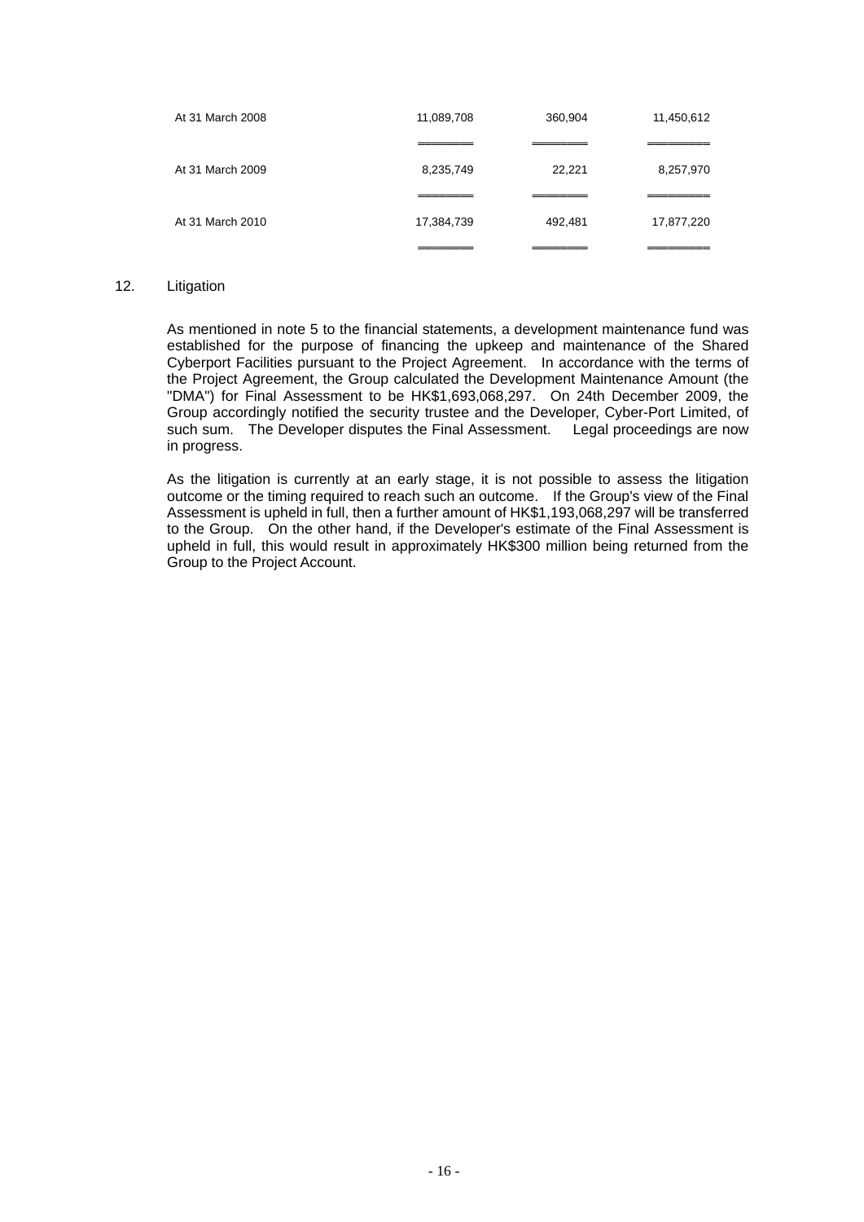| | | | |
|---|---|---|---|
| At 31 March 2008 | 11,089,708 | 360,904 | 11,450,612 |
| At 31 March 2009 | 8,235,749 | 22,221 | 8,257,970 |
| At 31 March 2010 | 17,384,739 | 492,481 | 17,877,220 |

## 12. Litigation

As mentioned in note 5 to the financial statements, a development maintenance fund was established for the purpose of financing the upkeep and maintenance of the Shared Cyberport Facilities pursuant to the Project Agreement. In accordance with the terms of the Project Agreement, the Group calculated the Development Maintenance Amount (the "DMA") for Final Assessment to be HK$1,693,068,297. On 24th December 2009, the Group accordingly notified the security trustee and the Developer, Cyber-Port Limited, of such sum. The Developer disputes the Final Assessment. Legal proceedings are now in progress.

As the litigation is currently at an early stage, it is not possible to assess the litigation outcome or the timing required to reach such an outcome. If the Group's view of the Final Assessment is upheld in full, then a further amount of HK$1,193,068,297 will be transferred to the Group. On the other hand, if the Developer's estimate of the Final Assessment is upheld in full, this would result in approximately HK$300 million being returned from the Group to the Project Account.